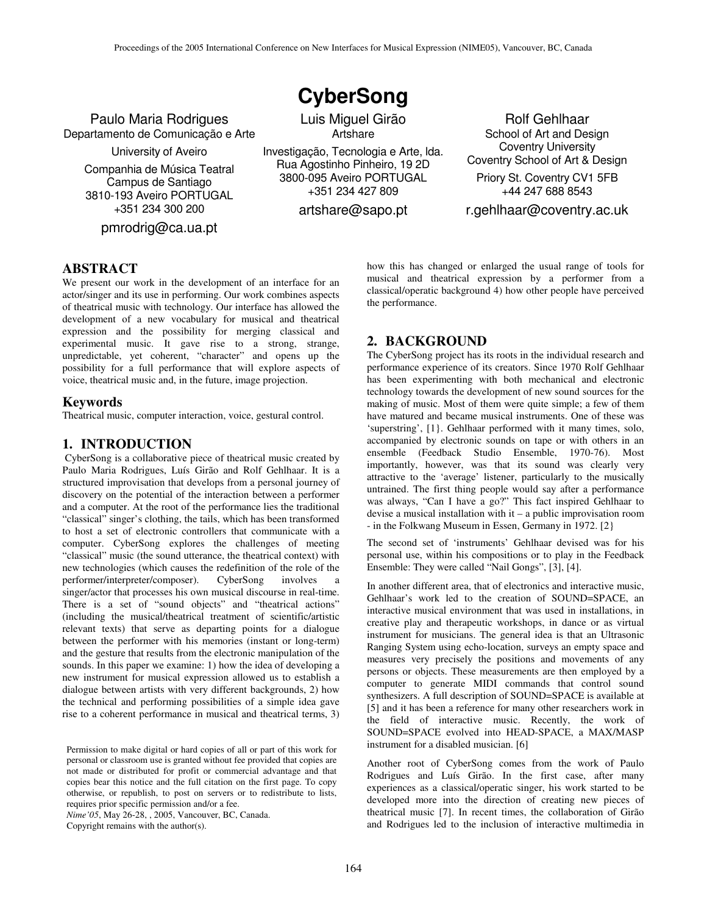# CyberSong

Paulo Maria Rodrigues
Departamento de Comunicação e Arte
University of Aveiro
Companhia de Música Teatral
Campus de Santiago
3810-193 Aveiro PORTUGAL
+351 234 300 200
pmrodrig@ca.ua.pt

Luis Miguel Girão
Artshare
Investigação, Tecnologia e Arte, lda.
Rua Agostinho Pinheiro, 19 2D
3800-095 Aveiro PORTUGAL
+351 234 427 809
artshare@sapo.pt

Rolf Gehlhaar
School of Art and Design
Coventry University
Coventry School of Art & Design
Priory St. Coventry CV1 5FB
+44 247 688 8543
r.gehlhaar@coventry.ac.uk

## ABSTRACT

We present our work in the development of an interface for an actor/singer and its use in performing. Our work combines aspects of theatrical music with technology. Our interface has allowed the development of a new vocabulary for musical and theatrical expression and the possibility for merging classical and experimental music. It gave rise to a strong, strange, unpredictable, yet coherent, "character" and opens up the possibility for a full performance that will explore aspects of voice, theatrical music and, in the future, image projection.

### Keywords

Theatrical music, computer interaction, voice, gestural control.

## 1. INTRODUCTION

CyberSong is a collaborative piece of theatrical music created by Paulo Maria Rodrigues, Luís Girão and Rolf Gehlhaar. It is a structured improvisation that develops from a personal journey of discovery on the potential of the interaction between a performer and a computer. At the root of the performance lies the traditional "classical" singer's clothing, the tails, which has been transformed to host a set of electronic controllers that communicate with a computer. CyberSong explores the challenges of meeting "classical" music (the sound utterance, the theatrical context) with new technologies (which causes the redefinition of the role of the performer/interpreter/composer). CyberSong involves a singer/actor that processes his own musical discourse in real-time. There is a set of "sound objects" and "theatrical actions" (including the musical/theatrical treatment of scientific/artistic relevant texts) that serve as departing points for a dialogue between the performer with his memories (instant or long-term) and the gesture that results from the electronic manipulation of the sounds. In this paper we examine: 1) how the idea of developing a new instrument for musical expression allowed us to establish a dialogue between artists with very different backgrounds, 2) how the technical and performing possibilities of a simple idea gave rise to a coherent performance in musical and theatrical terms, 3) how this has changed or enlarged the usual range of tools for musical and theatrical expression by a performer from a classical/operatic background 4) how other people have perceived the performance.

Permission to make digital or hard copies of all or part of this work for personal or classroom use is granted without fee provided that copies are not made or distributed for profit or commercial advantage and that copies bear this notice and the full citation on the first page. To copy otherwise, or republish, to post on servers or to redistribute to lists, requires prior specific permission and/or a fee.
*Nime'05*, May 26-28, , 2005, Vancouver, BC, Canada.
Copyright remains with the author(s).

## 2. BACKGROUND

The CyberSong project has its roots in the individual research and performance experience of its creators. Since 1970 Rolf Gehlhaar has been experimenting with both mechanical and electronic technology towards the development of new sound sources for the making of music. Most of them were quite simple; a few of them have matured and became musical instruments. One of these was 'superstring', [1}. Gehlhaar performed with it many times, solo, accompanied by electronic sounds on tape or with others in an ensemble (Feedback Studio Ensemble, 1970-76). Most importantly, however, was that its sound was clearly very attractive to the 'average' listener, particularly to the musically untrained. The first thing people would say after a performance was always, "Can I have a go?" This fact inspired Gehlhaar to devise a musical installation with it – a public improvisation room - in the Folkwang Museum in Essen, Germany in 1972. [2}

The second set of 'instruments' Gehlhaar devised was for his personal use, within his compositions or to play in the Feedback Ensemble: They were called "Nail Gongs", [3], [4].

In another different area, that of electronics and interactive music, Gehlhaar's work led to the creation of SOUND=SPACE, an interactive musical environment that was used in installations, in creative play and therapeutic workshops, in dance or as virtual instrument for musicians. The general idea is that an Ultrasonic Ranging System using echo-location, surveys an empty space and measures very precisely the positions and movements of any persons or objects. These measurements are then employed by a computer to generate MIDI commands that control sound synthesizers. A full description of SOUND=SPACE is available at [5] and it has been a reference for many other researchers work in the field of interactive music. Recently, the work of SOUND=SPACE evolved into HEAD-SPACE, a MAX/MASP instrument for a disabled musician. [6]

Another root of CyberSong comes from the work of Paulo Rodrigues and Luís Girão. In the first case, after many experiences as a classical/operatic singer, his work started to be developed more into the direction of creating new pieces of theatrical music [7]. In recent times, the collaboration of Girão and Rodrigues led to the inclusion of interactive multimedia in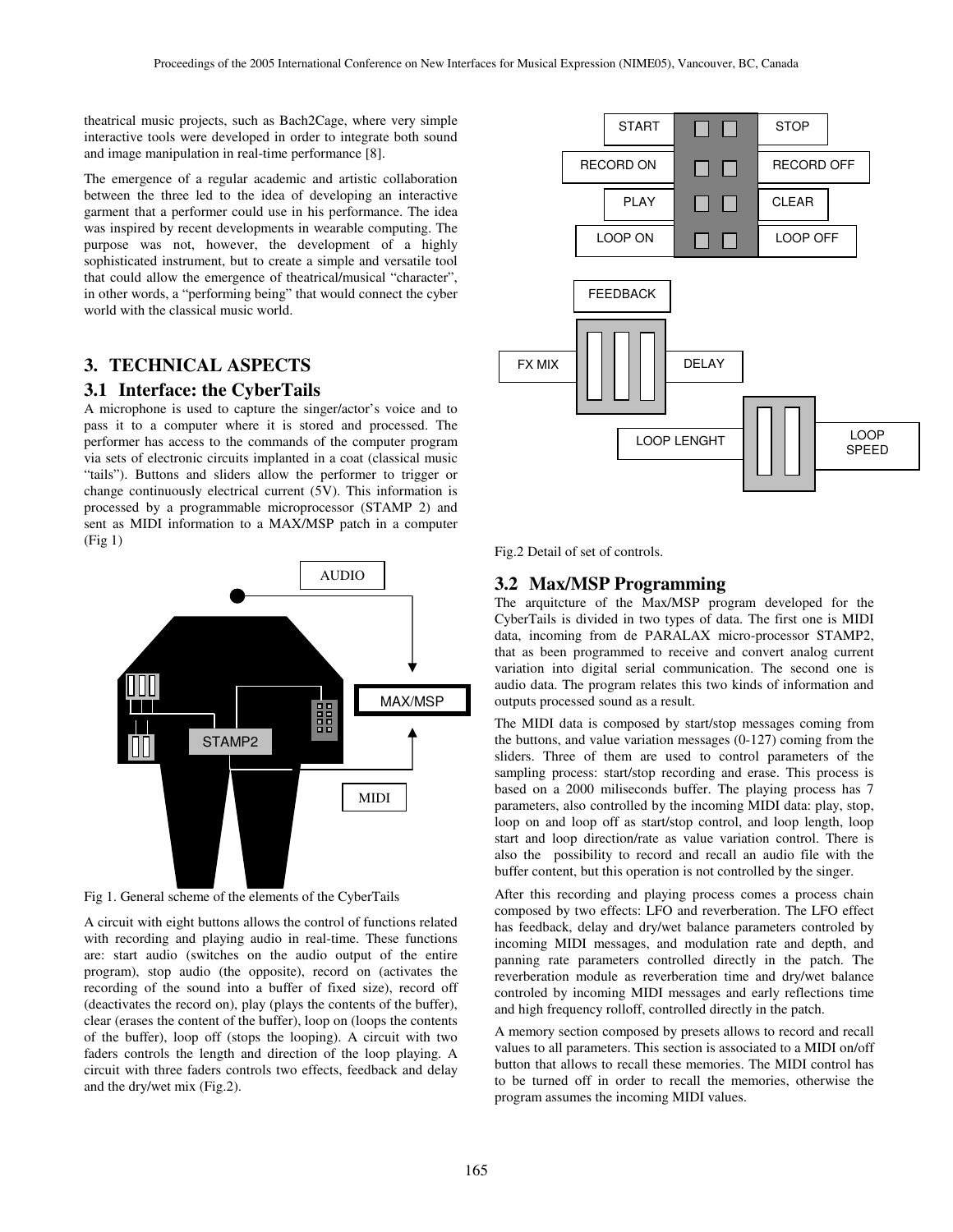theatrical music projects, such as Bach2Cage, where very simple interactive tools were developed in order to integrate both sound and image manipulation in real-time performance [8].

The emergence of a regular academic and artistic collaboration between the three led to the idea of developing an interactive garment that a performer could use in his performance. The idea was inspired by recent developments in wearable computing. The purpose was not, however, the development of a highly sophisticated instrument, but to create a simple and versatile tool that could allow the emergence of theatrical/musical "character", in other words, a "performing being" that would connect the cyber world with the classical music world.

## 3. TECHNICAL ASPECTS

### 3.1 Interface: the CyberTails

A microphone is used to capture the singer/actor's voice and to pass it to a computer where it is stored and processed. The performer has access to the commands of the computer program via sets of electronic circuits implanted in a coat (classical music "tails"). Buttons and sliders allow the performer to trigger or change continuously electrical current (5V). This information is processed by a programmable microprocessor (STAMP 2) and sent as MIDI information to a MAX/MSP patch in a computer (Fig 1)

Fig 1. General scheme of the elements of the CyberTails

A circuit with eight buttons allows the control of functions related with recording and playing audio in real-time. These functions are: start audio (switches on the audio output of the entire program), stop audio (the opposite), record on (activates the recording of the sound into a buffer of fixed size), record off (deactivates the record on), play (plays the contents of the buffer), clear (erases the content of the buffer), loop on (loops the contents of the buffer), loop off (stops the looping). A circuit with two faders controls the length and direction of the loop playing. A circuit with three faders controls two effects, feedback and delay and the dry/wet mix (Fig.2).

Fig.2 Detail of set of controls.

### 3.2 Max/MSP Programming

The arquitcture of the Max/MSP program developed for the CyberTails is divided in two types of data. The first one is MIDI data, incoming from de PARALAX micro-processor STAMP2, that as been programmed to receive and convert analog current variation into digital serial communication. The second one is audio data. The program relates this two kinds of information and outputs processed sound as a result.

The MIDI data is composed by start/stop messages coming from the buttons, and value variation messages (0-127) coming from the sliders. Three of them are used to control parameters of the sampling process: start/stop recording and erase. This process is based on a 2000 miliseconds buffer. The playing process has 7 parameters, also controlled by the incoming MIDI data: play, stop, loop on and loop off as start/stop control, and loop length, loop start and loop direction/rate as value variation control. There is also the possibility to record and recall an audio file with the buffer content, but this operation is not controlled by the singer.

After this recording and playing process comes a process chain composed by two effects: LFO and reverberation. The LFO effect has feedback, delay and dry/wet balance parameters controled by incoming MIDI messages, and modulation rate and depth, and panning rate parameters controlled directly in the patch. The reverberation module as reverberation time and dry/wet balance controled by incoming MIDI messages and early reflections time and high frequency rolloff, controlled directly in the patch.

A memory section composed by presets allows to record and recall values to all parameters. This section is associated to a MIDI on/off button that allows to recall these memories. The MIDI control has to be turned off in order to recall the memories, otherwise the program assumes the incoming MIDI values.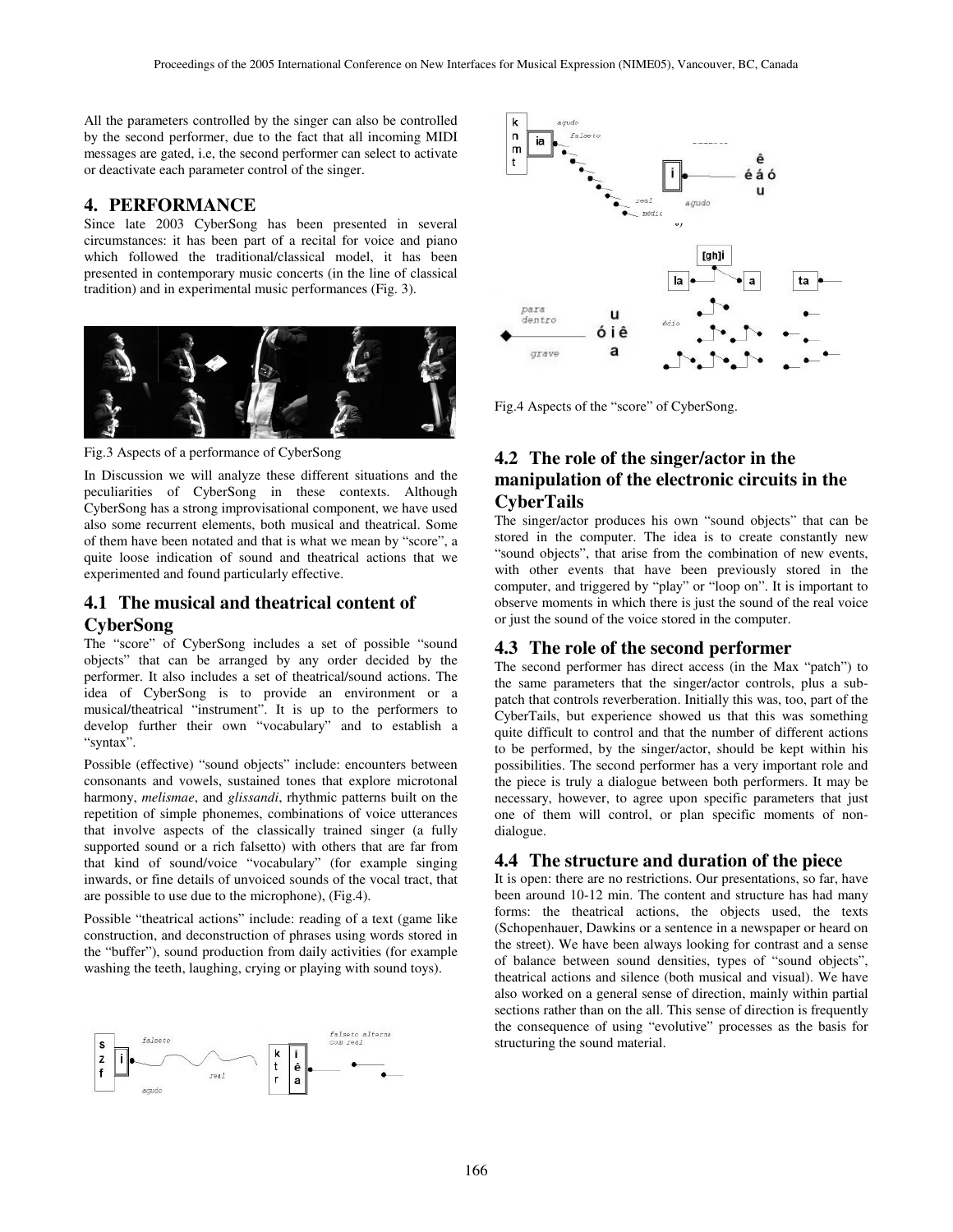All the parameters controlled by the singer can also be controlled by the second performer, due to the fact that all incoming MIDI messages are gated, i.e, the second performer can select to activate or deactivate each parameter control of the singer.

## 4. PERFORMANCE

Since late 2003 CyberSong has been presented in several circumstances: it has been part of a recital for voice and piano which followed the traditional/classical model, it has been presented in contemporary music concerts (in the line of classical tradition) and in experimental music performances (Fig. 3).

Fig.3 Aspects of a performance of CyberSong

In Discussion we will analyze these different situations and the peculiarities of CyberSong in these contexts. Although CyberSong has a strong improvisational component, we have used also some recurrent elements, both musical and theatrical. Some of them have been notated and that is what we mean by "score", a quite loose indication of sound and theatrical actions that we experimented and found particularly effective.

### 4.1 The musical and theatrical content of CyberSong

The "score" of CyberSong includes a set of possible "sound objects" that can be arranged by any order decided by the performer. It also includes a set of theatrical/sound actions. The idea of CyberSong is to provide an environment or a musical/theatrical "instrument". It is up to the performers to develop further their own "vocabulary" and to establish a "syntax".

Possible (effective) "sound objects" include: encounters between consonants and vowels, sustained tones that explore microtonal harmony, *melismae*, and *glissandi*, rhythmic patterns built on the repetition of simple phonemes, combinations of voice utterances that involve aspects of the classically trained singer (a fully supported sound or a rich falsetto) with others that are far from that kind of sound/voice "vocabulary" (for example singing inwards, or fine details of unvoiced sounds of the vocal tract, that are possible to use due to the microphone), (Fig.4).

Possible "theatrical actions" include: reading of a text (game like construction, and deconstruction of phrases using words stored in the "buffer"), sound production from daily activities (for example washing the teeth, laughing, crying or playing with sound toys).

Fig.4 Aspects of the "score" of CyberSong.

### 4.2 The role of the singer/actor in the manipulation of the electronic circuits in the CyberTails

The singer/actor produces his own "sound objects" that can be stored in the computer. The idea is to create constantly new "sound objects", that arise from the combination of new events, with other events that have been previously stored in the computer, and triggered by "play" or "loop on". It is important to observe moments in which there is just the sound of the real voice or just the sound of the voice stored in the computer.

### 4.3 The role of the second performer

The second performer has direct access (in the Max "patch") to the same parameters that the singer/actor controls, plus a sub-patch that controls reverberation. Initially this was, too, part of the CyberTails, but experience showed us that this was something quite difficult to control and that the number of different actions to be performed, by the singer/actor, should be kept within his possibilities. The second performer has a very important role and the piece is truly a dialogue between both performers. It may be necessary, however, to agree upon specific parameters that just one of them will control, or plan specific moments of non-dialogue.

### 4.4 The structure and duration of the piece

It is open: there are no restrictions. Our presentations, so far, have been around 10-12 min. The content and structure has had many forms: the theatrical actions, the objects used, the texts (Schopenhauer, Dawkins or a sentence in a newspaper or heard on the street). We have been always looking for contrast and a sense of balance between sound densities, types of "sound objects", theatrical actions and silence (both musical and visual). We have also worked on a general sense of direction, mainly within partial sections rather than on the all. This sense of direction is frequently the consequence of using "evolutive" processes as the basis for structuring the sound material.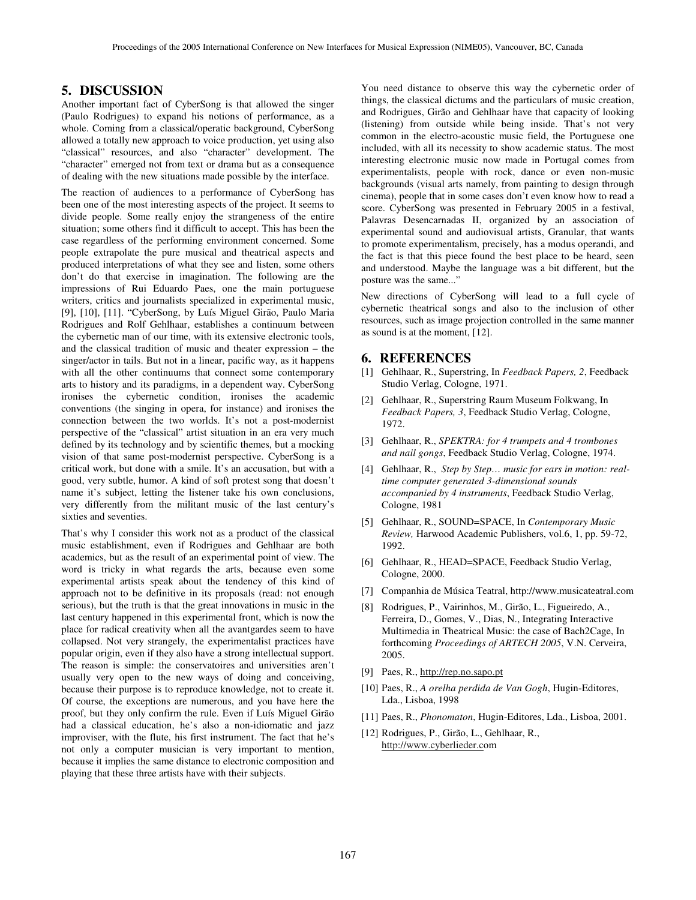## 5. DISCUSSION

Another important fact of CyberSong is that allowed the singer (Paulo Rodrigues) to expand his notions of performance, as a whole. Coming from a classical/operatic background, CyberSong allowed a totally new approach to voice production, yet using also "classical" resources, and also "character" development. The "character" emerged not from text or drama but as a consequence of dealing with the new situations made possible by the interface.

The reaction of audiences to a performance of CyberSong has been one of the most interesting aspects of the project. It seems to divide people. Some really enjoy the strangeness of the entire situation; some others find it difficult to accept. This has been the case regardless of the performing environment concerned. Some people extrapolate the pure musical and theatrical aspects and produced interpretations of what they see and listen, some others don't do that exercise in imagination. The following are the impressions of Rui Eduardo Paes, one the main portuguese writers, critics and journalists specialized in experimental music, [9], [10], [11]. "CyberSong, by Luís Miguel Girão, Paulo Maria Rodrigues and Rolf Gehlhaar, establishes a continuum between the cybernetic man of our time, with its extensive electronic tools, and the classical tradition of music and theater expression – the singer/actor in tails. But not in a linear, pacific way, as it happens with all the other continuums that connect some contemporary arts to history and its paradigms, in a dependent way. CyberSong ironises the cybernetic condition, ironises the academic conventions (the singing in opera, for instance) and ironises the connection between the two worlds. It's not a post-modernist perspective of the "classical" artist situation in an era very much defined by its technology and by scientific themes, but a mocking vision of that same post-modernist perspective. CyberSong is a critical work, but done with a smile. It's an accusation, but with a good, very subtle, humor. A kind of soft protest song that doesn't name it's subject, letting the listener take his own conclusions, very differently from the militant music of the last century's sixties and seventies.

That's why I consider this work not as a product of the classical music establishment, even if Rodrigues and Gehlhaar are both academics, but as the result of an experimental point of view. The word is tricky in what regards the arts, because even some experimental artists speak about the tendency of this kind of approach not to be definitive in its proposals (read: not enough serious), but the truth is that the great innovations in music in the last century happened in this experimental front, which is now the place for radical creativity when all the avantgardes seem to have collapsed. Not very strangely, the experimentalist practices have popular origin, even if they also have a strong intellectual support. The reason is simple: the conservatoires and universities aren't usually very open to the new ways of doing and conceiving, because their purpose is to reproduce knowledge, not to create it. Of course, the exceptions are numerous, and you have here the proof, but they only confirm the rule. Even if Luís Miguel Girão had a classical education, he's also a non-idiomatic and jazz improviser, with the flute, his first instrument. The fact that he's not only a computer musician is very important to mention, because it implies the same distance to electronic composition and playing that these three artists have with their subjects.

You need distance to observe this way the cybernetic order of things, the classical dictums and the particulars of music creation, and Rodrigues, Girão and Gehlhaar have that capacity of looking (listening) from outside while being inside. That's not very common in the electro-acoustic music field, the Portuguese one included, with all its necessity to show academic status. The most interesting electronic music now made in Portugal comes from experimentalists, people with rock, dance or even non-music backgrounds (visual arts namely, from painting to design through cinema), people that in some cases don't even know how to read a score. CyberSong was presented in February 2005 in a festival, Palavras Desencarnadas II, organized by an association of experimental sound and audiovisual artists, Granular, that wants to promote experimentalism, precisely, has a modus operandi, and the fact is that this piece found the best place to be heard, seen and understood. Maybe the language was a bit different, but the posture was the same..."

New directions of CyberSong will lead to a full cycle of cybernetic theatrical songs and also to the inclusion of other resources, such as image projection controlled in the same manner as sound is at the moment, [12].

## 6. REFERENCES

[1] Gehlhaar, R., Superstring, In *Feedback Papers, 2*, Feedback Studio Verlag, Cologne, 1971.

[2] Gehlhaar, R., Superstring Raum Museum Folkwang, In *Feedback Papers, 3*, Feedback Studio Verlag, Cologne, 1972.

[3] Gehlhaar, R., *SPEKTRA: for 4 trumpets and 4 trombones and nail gongs*, Feedback Studio Verlag, Cologne, 1974.

[4] Gehlhaar, R., *Step by Step… music for ears in motion: real-time computer generated 3-dimensional sounds accompanied by 4 instruments*, Feedback Studio Verlag, Cologne, 1981

[5] Gehlhaar, R., SOUND=SPACE, In *Contemporary Music Review,* Harwood Academic Publishers, vol.6, 1, pp. 59-72, 1992.

[6] Gehlhaar, R., HEAD=SPACE, Feedback Studio Verlag, Cologne, 2000.

[7] Companhia de Música Teatral, http://www.musicateatral.com

[8] Rodrigues, P., Vairinhos, M., Girão, L., Figueiredo, A., Ferreira, D., Gomes, V., Dias, N., Integrating Interactive Multimedia in Theatrical Music: the case of Bach2Cage, In forthcoming *Proceedings of ARTECH 2005*, V.N. Cerveira, 2005.

[9] Paes, R., http://rep.no.sapo.pt

[10] Paes, R., *A orelha perdida de Van Gogh*, Hugin-Editores, Lda., Lisboa, 1998

[11] Paes, R., *Phonomaton*, Hugin-Editores, Lda., Lisboa, 2001.

[12] Rodrigues, P., Girão, L., Gehlhaar, R., http://www.cyberlieder.com